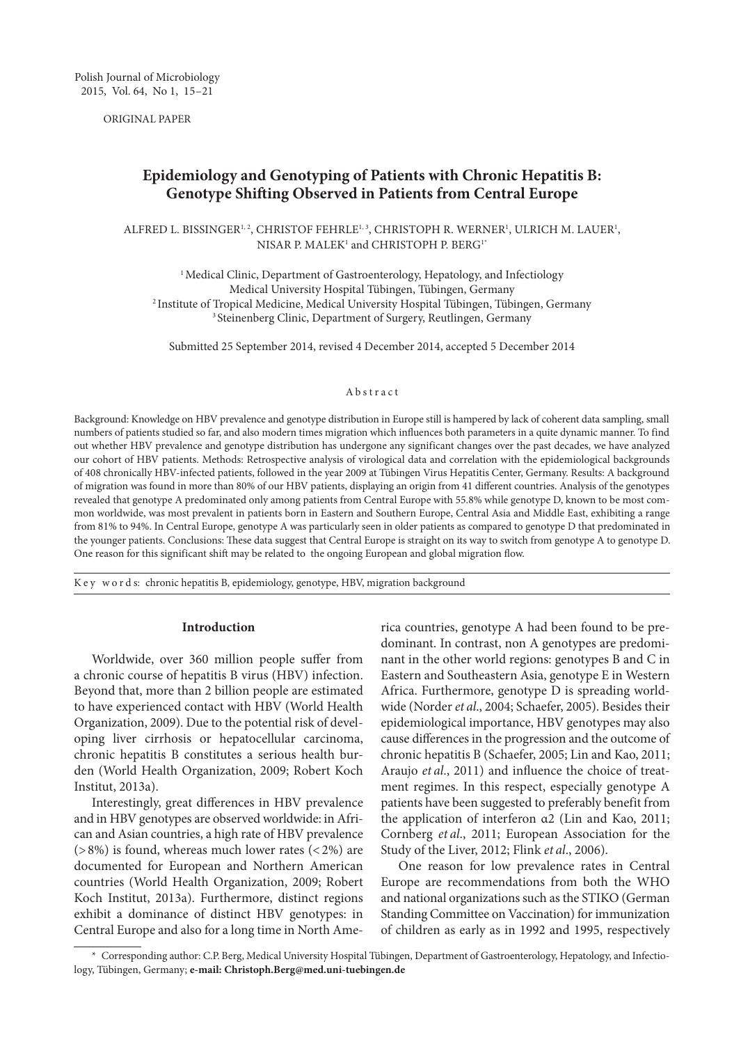ORIGINAL PAPER

# Epidemiology and Genotyping of Patients with Chronic Hepatitis B: Genotype Shifting Observed in Patients from Central Europe

ALFRED L. BISSINGER[1, 2], CHRISTOF FEHRLE[1, 3], CHRISTOPH R. WERNER[1], ULRICH M. LAUER[1], NISAR P. MALEK[1] and CHRISTOPH P. BERG[1*]

[1] Medical Clinic, Department of Gastroenterology, Hepatology, and Infectiology Medical University Hospital Tübingen, Tübingen, Germany
[2] Institute of Tropical Medicine, Medical University Hospital Tübingen, Tübingen, Germany
[3] Steinenberg Clinic, Department of Surgery, Reutlingen, Germany

Submitted 25 September 2014, revised 4 December 2014, accepted 5 December 2014

## Abstract

Background: Knowledge on HBV prevalence and genotype distribution in Europe still is hampered by lack of coherent data sampling, small numbers of patients studied so far, and also modern times migration which influences both parameters in a quite dynamic manner. To find out whether HBV prevalence and genotype distribution has undergone any significant changes over the past decades, we have analyzed our cohort of HBV patients. Methods: Retrospective analysis of virological data and correlation with the epidemiological backgrounds of 408 chronically HBV-infected patients, followed in the year 2009 at Tübingen Virus Hepatitis Center, Germany. Results: A background of migration was found in more than 80% of our HBV patients, displaying an origin from 41 different countries. Analysis of the genotypes revealed that genotype A predominated only among patients from Central Europe with 55.8% while genotype D, known to be most common worldwide, was most prevalent in patients born in Eastern and Southern Europe, Central Asia and Middle East, exhibiting a range from 81% to 94%. In Central Europe, genotype A was particularly seen in older patients as compared to genotype D that predominated in the younger patients. Conclusions: These data suggest that Central Europe is straight on its way to switch from genotype A to genotype D. One reason for this significant shift may be related to the ongoing European and global migration flow.

K e y w o r d s: chronic hepatitis B, epidemiology, genotype, HBV, migration background

## Introduction

Worldwide, over 360 million people suffer from a chronic course of hepatitis B virus (HBV) infection. Beyond that, more than 2 billion people are estimated to have experienced contact with HBV (World Health Organization, 2009). Due to the potential risk of developing liver cirrhosis or hepatocellular carcinoma, chronic hepatitis B constitutes a serious health burden (World Health Organization, 2009; Robert Koch Institut, 2013a).

Interestingly, great differences in HBV prevalence and in HBV genotypes are observed worldwide: in African and Asian countries, a high rate of HBV prevalence (> 8%) is found, whereas much lower rates (< 2%) are documented for European and Northern American countries (World Health Organization, 2009; Robert Koch Institut, 2013a). Furthermore, distinct regions exhibit a dominance of distinct HBV genotypes: in Central Europe and also for a long time in North America countries, genotype A had been found to be predominant. In contrast, non A genotypes are predominant in the other world regions: genotypes B and C in Eastern and Southeastern Asia, genotype E in Western Africa. Furthermore, genotype D is spreading worldwide (Norder *et al.*, 2004; Schaefer, 2005). Besides their epidemiological importance, HBV genotypes may also cause differences in the progression and the outcome of chronic hepatitis B (Schaefer, 2005; Lin and Kao, 2011; Araujo *et al.*, 2011) and influence the choice of treatment regimes. In this respect, especially genotype A patients have been suggested to preferably benefit from the application of interferon α2 (Lin and Kao, 2011; Cornberg *et al.*, 2011; European Association for the Study of the Liver, 2012; Flink *et al.*, 2006).

One reason for low prevalence rates in Central Europe are recommendations from both the WHO and national organizations such as the STIKO (German Standing Committee on Vaccination) for immunization of children as early as in 1992 and 1995, respectively

\* Corresponding author: C.P. Berg, Medical University Hospital Tübingen, Department of Gastroenterology, Hepatology, and Infectiology, Tübingen, Germany; **e-mail: Christoph.Berg@med.uni-tuebingen.de**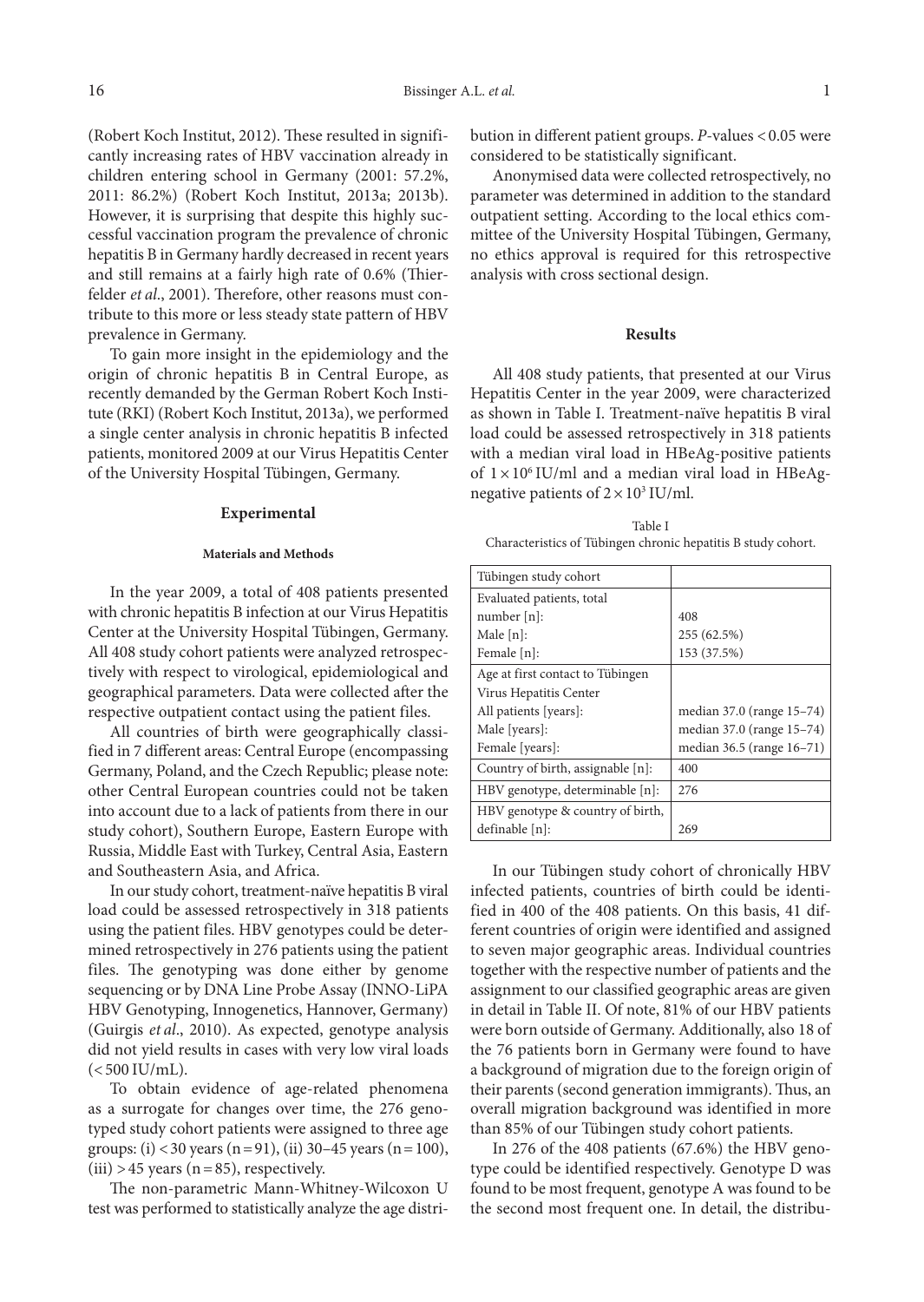(Robert Koch Institut, 2012). These resulted in significantly increasing rates of HBV vaccination already in children entering school in Germany (2001: 57.2%, 2011: 86.2%) (Robert Koch Institut, 2013a; 2013b). However, it is surprising that despite this highly successful vaccination program the prevalence of chronic hepatitis B in Germany hardly decreased in recent years and still remains at a fairly high rate of 0.6% (Thierfelder *et al*., 2001). Therefore, other reasons must contribute to this more or less steady state pattern of HBV prevalence in Germany.

To gain more insight in the epidemiology and the origin of chronic hepatitis B in Central Europe, as recently demanded by the German Robert Koch Institute (RKI) (Robert Koch Institut, 2013a), we performed a single center analysis in chronic hepatitis B infected patients, monitored 2009 at our Virus Hepatitis Center of the University Hospital Tübingen, Germany.

## Experimental

### Materials and Methods

In the year 2009, a total of 408 patients presented with chronic hepatitis B infection at our Virus Hepatitis Center at the University Hospital Tübingen, Germany. All 408 study cohort patients were analyzed retrospectively with respect to virological, epidemiological and geographical parameters. Data were collected after the respective outpatient contact using the patient files.

All countries of birth were geographically classified in 7 different areas: Central Europe (encompassing Germany, Poland, and the Czech Republic; please note: other Central European countries could not be taken into account due to a lack of patients from there in our study cohort), Southern Europe, Eastern Europe with Russia, Middle East with Turkey, Central Asia, Eastern and Southeastern Asia, and Africa.

In our study cohort, treatment-naïve hepatitis B viral load could be assessed retrospectively in 318 patients using the patient files. HBV genotypes could be determined retrospectively in 276 patients using the patient files. The genotyping was done either by genome sequencing or by DNA Line Probe Assay (INNO-LiPA HBV Genotyping, Innogenetics, Hannover, Germany) (Guirgis *et al*., 2010). As expected, genotype analysis did not yield results in cases with very low viral loads (< 500 IU/mL).

To obtain evidence of age-related phenomena as a surrogate for changes over time, the 276 genotyped study cohort patients were assigned to three age groups: (i) < 30 years (n = 91), (ii) 30–45 years (n = 100), (iii) > 45 years (n = 85), respectively.

The non-parametric Mann-Whitney-Wilcoxon U test was performed to statistically analyze the age distribution in different patient groups. *P*-values < 0.05 were considered to be statistically significant.

Anonymised data were collected retrospectively, no parameter was determined in addition to the standard outpatient setting. According to the local ethics committee of the University Hospital Tübingen, Germany, no ethics approval is required for this retrospective analysis with cross sectional design.

## Results

All 408 study patients, that presented at our Virus Hepatitis Center in the year 2009, were characterized as shown in Table I. Treatment-naïve hepatitis B viral load could be assessed retrospectively in 318 patients with a median viral load in HBeAg-positive patients of $1 \times 10^6$ IU/ml and a median viral load in HBeAg-negative patients of $2 \times 10^3$ IU/ml.

Table I
Characteristics of Tübingen chronic hepatitis B study cohort.

| Tübingen study cohort | |
|---|---|
| Evaluated patients, total number [n]: | 408 |
| Male [n]: | 255 (62.5%) |
| Female [n]: | 153 (37.5%) |
| Age at first contact to Tübingen Virus Hepatitis Center | |
| All patients [years]: | median 37.0 (range 15–74) |
| Male [years]: | median 37.0 (range 15–74) |
| Female [years]: | median 36.5 (range 16–71) |
| Country of birth, assignable [n]: | 400 |
| HBV genotype, determinable [n]: | 276 |
| HBV genotype & country of birth, definable [n]: | 269 |

In our Tübingen study cohort of chronically HBV infected patients, countries of birth could be identified in 400 of the 408 patients. On this basis, 41 different countries of origin were identified and assigned to seven major geographic areas. Individual countries together with the respective number of patients and the assignment to our classified geographic areas are given in detail in Table II. Of note, 81% of our HBV patients were born outside of Germany. Additionally, also 18 of the 76 patients born in Germany were found to have a background of migration due to the foreign origin of their parents (second generation immigrants). Thus, an overall migration background was identified in more than 85% of our Tübingen study cohort patients.

In 276 of the 408 patients (67.6%) the HBV genotype could be identified respectively. Genotype D was found to be most frequent, genotype A was found to be the second most frequent one. In detail, the distribu-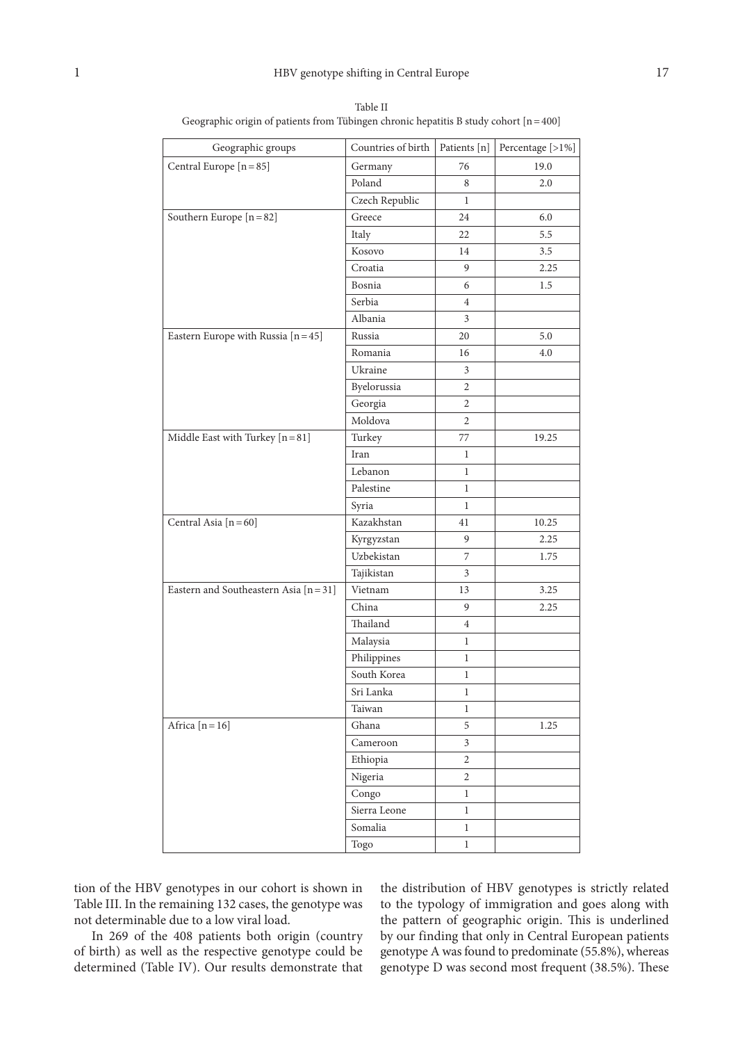Table II
Geographic origin of patients from Tübingen chronic hepatitis B study cohort [n = 400]

| Geographic groups | Countries of birth | Patients [n] | Percentage [>1%] |
|---|---|---|---|
| Central Europe [n = 85] | Germany | 76 | 19.0 |
| | Poland | 8 | 2.0 |
| | Czech Republic | 1 | |
| Southern Europe [n = 82] | Greece | 24 | 6.0 |
| | Italy | 22 | 5.5 |
| | Kosovo | 14 | 3.5 |
| | Croatia | 9 | 2.25 |
| | Bosnia | 6 | 1.5 |
| | Serbia | 4 | |
| | Albania | 3 | |
| Eastern Europe with Russia [n = 45] | Russia | 20 | 5.0 |
| | Romania | 16 | 4.0 |
| | Ukraine | 3 | |
| | Byelorussia | 2 | |
| | Georgia | 2 | |
| | Moldova | 2 | |
| Middle East with Turkey [n = 81] | Turkey | 77 | 19.25 |
| | Iran | 1 | |
| | Lebanon | 1 | |
| | Palestine | 1 | |
| | Syria | 1 | |
| Central Asia [n = 60] | Kazakhstan | 41 | 10.25 |
| | Kyrgyzstan | 9 | 2.25 |
| | Uzbekistan | 7 | 1.75 |
| | Tajikistan | 3 | |
| Eastern and Southeastern Asia [n = 31] | Vietnam | 13 | 3.25 |
| | China | 9 | 2.25 |
| | Thailand | 4 | |
| | Malaysia | 1 | |
| | Philippines | 1 | |
| | South Korea | 1 | |
| | Sri Lanka | 1 | |
| | Taiwan | 1 | |
| Africa [n = 16] | Ghana | 5 | 1.25 |
| | Cameroon | 3 | |
| | Ethiopia | 2 | |
| | Nigeria | 2 | |
| | Congo | 1 | |
| | Sierra Leone | 1 | |
| | Somalia | 1 | |
| | Togo | 1 | |

tion of the HBV genotypes in our cohort is shown in Table III. In the remaining 132 cases, the genotype was not determinable due to a low viral load.

In 269 of the 408 patients both origin (country of birth) as well as the respective genotype could be determined (Table IV). Our results demonstrate that the distribution of HBV genotypes is strictly related to the typology of immigration and goes along with the pattern of geographic origin. This is underlined by our finding that only in Central European patients genotype A was found to predominate (55.8%), whereas genotype D was second most frequent (38.5%). These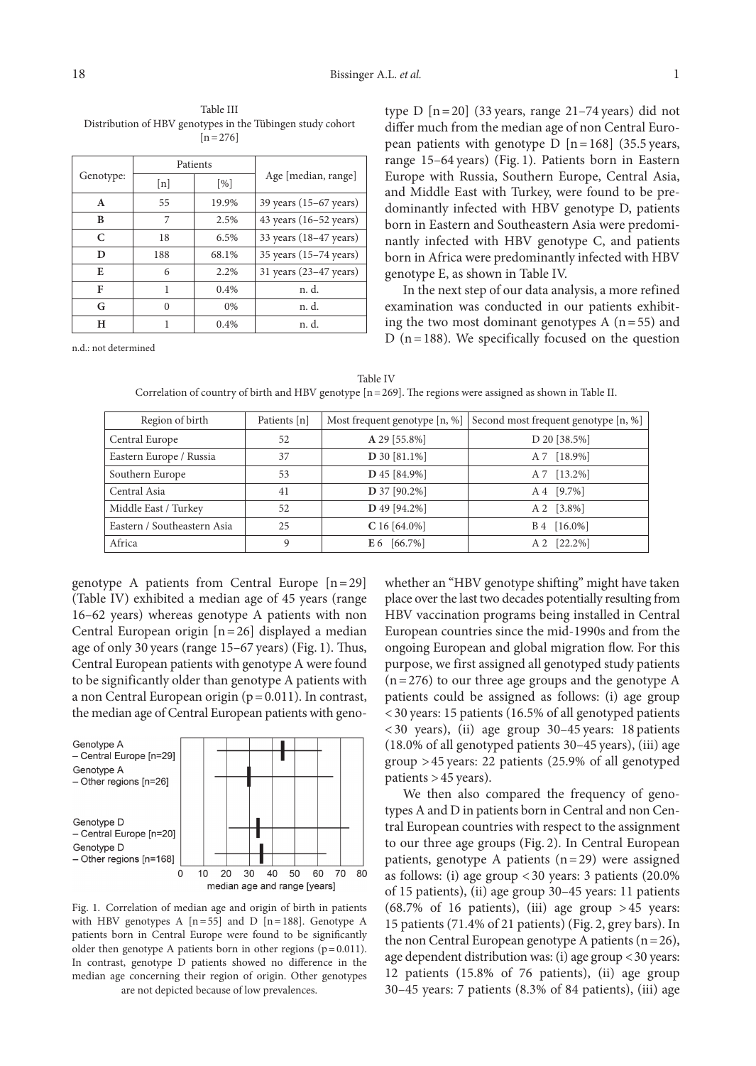Table III
Distribution of HBV genotypes in the Tübingen study cohort [n = 276]

| Genotype: | Patients | | Age [median, range] |
|---|---|---|---|
| | [n] | [%] | |
| **A** | 55 | 19.9% | 39 years (15–67 years) |
| **B** | 7 | 2.5% | 43 years (16–52 years) |
| **C** | 18 | 6.5% | 33 years (18–47 years) |
| **D** | 188 | 68.1% | 35 years (15–74 years) |
| **E** | 6 | 2.2% | 31 years (23–47 years) |
| **F** | 1 | 0.4% | n. d. |
| **G** | 0 | 0% | n. d. |
| **H** | 1 | 0.4% | n. d. |

n.d.: not determined

genotype A patients from Central Europe [n = 29] (Table IV) exhibited a median age of 45 years (range 16–62 years) whereas genotype A patients with non Central European origin [n = 26] displayed a median age of only 30 years (range 15–67 years) (Fig. 1). Thus, Central European patients with genotype A were found to be significantly older than genotype A patients with a non Central European origin (p = 0.011). In contrast, the median age of Central European patients with genotype D [n = 20] (33 years, range 21–74 years) did not differ much from the median age of non Central European patients with genotype D [n = 168] (35.5 years, range 15–64 years) (Fig. 1). Patients born in Eastern Europe with Russia, Southern Europe, Central Asia, and Middle East with Turkey, were found to be predominantly infected with HBV genotype D, patients born in Eastern and Southeastern Asia were predominantly infected with HBV genotype C, and patients born in Africa were predominantly infected with HBV genotype E, as shown in Table IV.

In the next step of our data analysis, a more refined examination was conducted in our patients exhibiting the two most dominant genotypes A (n = 55) and D (n = 188). We specifically focused on the question whether an "HBV genotype shifting" might have taken place over the last two decades potentially resulting from HBV vaccination programs being installed in Central European countries since the mid-1990s and from the ongoing European and global migration flow. For this purpose, we first assigned all genotyped study patients (n = 276) to our three age groups and the genotype A patients could be assigned as follows: (i) age group < 30 years: 15 patients (16.5% of all genotyped patients < 30 years), (ii) age group 30–45 years: 18 patients (18.0% of all genotyped patients 30–45 years), (iii) age group > 45 years: 22 patients (25.9% of all genotyped patients > 45 years).

Table IV
Correlation of country of birth and HBV genotype [n = 269]. The regions were assigned as shown in Table II.

| Region of birth | Patients [n] | Most frequent genotype [n, %] | Second most frequent genotype [n, %] |
|---|---|---|---|
| Central Europe | 52 | **A** 29 [55.8%] | D 20 [38.5%] |
| Eastern Europe / Russia | 37 | **D** 30 [81.1%] | A 7 [18.9%] |
| Southern Europe | 53 | **D** 45 [84.9%] | A 7 [13.2%] |
| Central Asia | 41 | **D** 37 [90.2%] | A 4 [9.7%] |
| Middle East / Turkey | 52 | **D** 49 [94.2%] | A 2 [3.8%] |
| Eastern / Southeastern Asia | 25 | **C** 16 [64.0%] | B 4 [16.0%] |
| Africa | 9 | **E** 6 [66.7%] | A 2 [22.2%] |

Fig. 1. Correlation of median age and origin of birth in patients with HBV genotypes A [n = 55] and D [n = 188]. Genotype A patients born in Central Europe were found to be significantly older then genotype A patients born in other regions (p = 0.011). In contrast, genotype D patients showed no difference in the median age concerning their region of origin. Other genotypes are not depicted because of low prevalences.

We then also compared the frequency of genotypes A and D in patients born in Central and non Central European countries with respect to the assignment to our three age groups (Fig. 2). In Central European patients, genotype A patients (n = 29) were assigned as follows: (i) age group < 30 years: 3 patients (20.0% of 15 patients), (ii) age group 30–45 years: 11 patients (68.7% of 16 patients), (iii) age group > 45 years: 15 patients (71.4% of 21 patients) (Fig. 2, grey bars). In the non Central European genotype A patients (n = 26), age dependent distribution was: (i) age group < 30 years: 12 patients (15.8% of 76 patients), (ii) age group 30–45 years: 7 patients (8.3% of 84 patients), (iii) age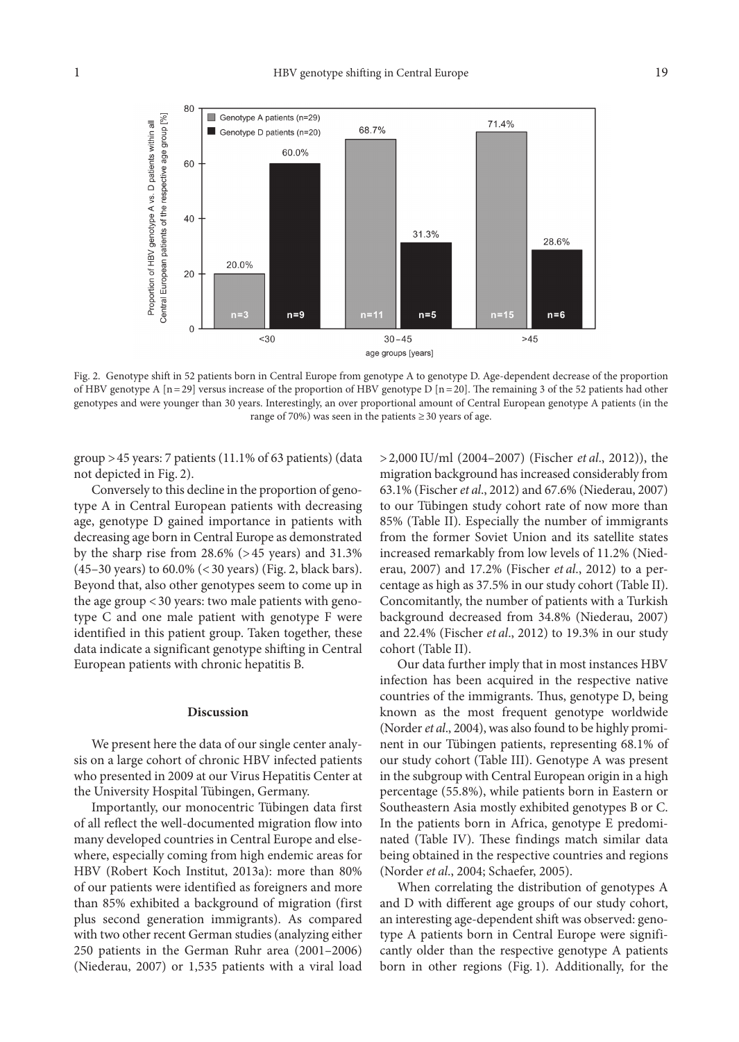Fig. 2. Genotype shift in 52 patients born in Central Europe from genotype A to genotype D. Age-dependent decrease of the proportion of HBV genotype A [n = 29] versus increase of the proportion of HBV genotype D [n = 20]. The remaining 3 of the 52 patients had other genotypes and were younger than 30 years. Interestingly, an over proportional amount of Central European genotype A patients (in the range of 70%) was seen in the patients ≥ 30 years of age.

group > 45 years: 7 patients (11.1% of 63 patients) (data not depicted in Fig. 2).

Conversely to this decline in the proportion of genotype A in Central European patients with decreasing age, genotype D gained importance in patients with decreasing age born in Central Europe as demonstrated by the sharp rise from 28.6% (> 45 years) and 31.3% (45–30 years) to 60.0% (< 30 years) (Fig. 2, black bars). Beyond that, also other genotypes seem to come up in the age group < 30 years: two male patients with genotype C and one male patient with genotype F were identified in this patient group. Taken together, these data indicate a significant genotype shifting in Central European patients with chronic hepatitis B.

## Discussion

We present here the data of our single center analysis on a large cohort of chronic HBV infected patients who presented in 2009 at our Virus Hepatitis Center at the University Hospital Tübingen, Germany.

Importantly, our monocentric Tübingen data first of all reflect the well-documented migration flow into many developed countries in Central Europe and elsewhere, especially coming from high endemic areas for HBV (Robert Koch Institut, 2013a): more than 80% of our patients were identified as foreigners and more than 85% exhibited a background of migration (first plus second generation immigrants). As compared with two other recent German studies (analyzing either 250 patients in the German Ruhr area (2001–2006) (Niederau, 2007) or 1,535 patients with a viral load > 2,000 IU/ml (2004–2007) (Fischer *et al*., 2012)), the migration background has increased considerably from 63.1% (Fischer *et al*., 2012) and 67.6% (Niederau, 2007) to our Tübingen study cohort rate of now more than 85% (Table II). Especially the number of immigrants from the former Soviet Union and its satellite states increased remarkably from low levels of 11.2% (Niederau, 2007) and 17.2% (Fischer *et al*., 2012) to a percentage as high as 37.5% in our study cohort (Table II). Concomitantly, the number of patients with a Turkish background decreased from 34.8% (Niederau, 2007) and 22.4% (Fischer *et al*., 2012) to 19.3% in our study cohort (Table II).

Our data further imply that in most instances HBV infection has been acquired in the respective native countries of the immigrants. Thus, genotype D, being known as the most frequent genotype worldwide (Norder *et al*., 2004), was also found to be highly prominent in our Tübingen patients, representing 68.1% of our study cohort (Table III). Genotype A was present in the subgroup with Central European origin in a high percentage (55.8%), while patients born in Eastern or Southeastern Asia mostly exhibited genotypes B or C. In the patients born in Africa, genotype E predominated (Table IV). These findings match similar data being obtained in the respective countries and regions (Norder *et al*., 2004; Schaefer, 2005).

When correlating the distribution of genotypes A and D with different age groups of our study cohort, an interesting age-dependent shift was observed: genotype A patients born in Central Europe were significantly older than the respective genotype A patients born in other regions (Fig. 1). Additionally, for the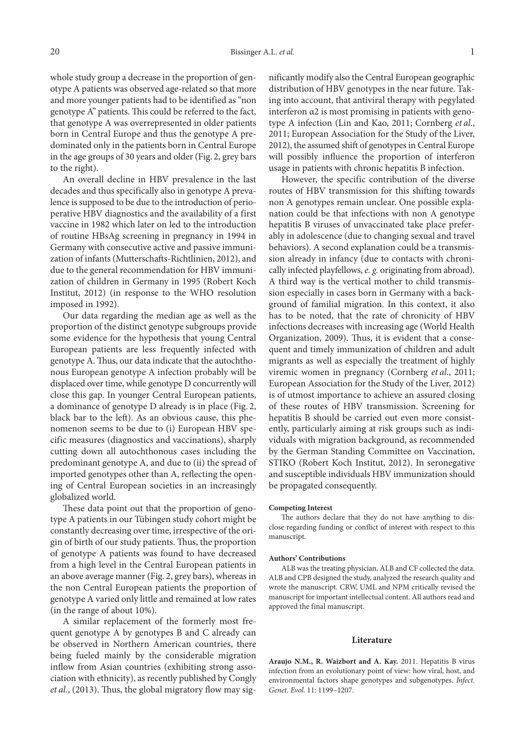whole study group a decrease in the proportion of genotype A patients was observed age-related so that more and more younger patients had to be identified as "non genotype A" patients. This could be referred to the fact, that genotype A was overrepresented in older patients born in Central Europe and thus the genotype A predominated only in the patients born in Central Europe in the age groups of 30 years and older (Fig. 2, grey bars to the right).

An overall decline in HBV prevalence in the last decades and thus specifically also in genotype A prevalence is supposed to be due to the introduction of perioperative HBV diagnostics and the availability of a first vaccine in 1982 which later on led to the introduction of routine HBsAg screening in pregnancy in 1994 in Germany with consecutive active and passive immunization of infants (Mutterschafts-Richtlinien, 2012), and due to the general recommendation for HBV immunization of children in Germany in 1995 (Robert Koch Institut, 2012) (in response to the WHO resolution imposed in 1992).

Our data regarding the median age as well as the proportion of the distinct genotype subgroups provide some evidence for the hypothesis that young Central European patients are less frequently infected with genotype A. Thus, our data indicate that the autochthonous European genotype A infection probably will be displaced over time, while genotype D concurrently will close this gap. In younger Central European patients, a dominance of genotype D already is in place (Fig. 2, black bar to the left). As an obvious cause, this phenomenon seems to be due to (i) European HBV specific measures (diagnostics and vaccinations), sharply cutting down all autochthonous cases including the predominant genotype A, and due to (ii) the spread of imported genotypes other than A, reflecting the opening of Central European societies in an increasingly globalized world.

These data point out that the proportion of genotype A patients in our Tübingen study cohort might be constantly decreasing over time, irrespective of the origin of birth of our study patients. Thus, the proportion of genotype A patients was found to have decreased from a high level in the Central European patients in an above average manner (Fig. 2, grey bars), whereas in the non Central European patients the proportion of genotype A varied only little and remained at low rates (in the range of about 10%).

A similar replacement of the formerly most frequent genotype A by genotypes B and C already can be observed in Northern American countries, there being fueled mainly by the considerable migration inflow from Asian countries (exhibiting strong association with ethnicity), as recently published by Congly *et al.*, (2013). Thus, the global migratory flow may significantly modify also the Central European geographic distribution of HBV genotypes in the near future. Taking into account, that antiviral therapy with pegylated interferon α2 is most promising in patients with genotype A infection (Lin and Kao, 2011; Cornberg *et al.*, 2011; European Association for the Study of the Liver, 2012), the assumed shift of genotypes in Central Europe will possibly influence the proportion of interferon usage in patients with chronic hepatitis B infection.

However, the specific contribution of the diverse routes of HBV transmission for this shifting towards non A genotypes remain unclear. One possible explanation could be that infections with non A genotype hepatitis B viruses of unvaccinated take place preferably in adolescence (due to changing sexual and travel behaviors). A second explanation could be a transmission already in infancy (due to contacts with chronically infected playfellows, *e. g.* originating from abroad). A third way is the vertical mother to child transmission especially in cases born in Germany with a background of familial migration. In this context, it also has to be noted, that the rate of chronicity of HBV infections decreases with increasing age (World Health Organization, 2009). Thus, it is evident that a consequent and timely immunization of children and adult migrants as well as especially the treatment of highly viremic women in pregnancy (Cornberg *et al.*, 2011; European Association for the Study of the Liver, 2012) is of utmost importance to achieve an assured closing of these routes of HBV transmission. Screening for hepatitis B should be carried out even more consistently, particularly aiming at risk groups such as individuals with migration background, as recommended by the German Standing Committee on Vaccination, STIKO (Robert Koch Institut, 2012). In seronegative and susceptible individuals HBV immunization should be propagated consequently.

#### Competing Interest

The authors declare that they do not have anything to disclose regarding funding or conflict of interest with respect to this manuscript.

#### Authors' Contributions

ALB was the treating physician, ALB and CF collected the data. ALB and CPB designed the study, analyzed the research quality and wrote the manuscript. CRW, UML and NPM critically revised the manuscript for important intellectual content. All authors read and approved the final manuscript.

## Literature

**Araujo N.M., R. Waizbort and A. Kay.** 2011. Hepatitis B virus infection from an evolutionary point of view: how viral, host, and environmental factors shape genotypes and subgenotypes. *Infect. Genet. Evol.* 11: 1199–1207.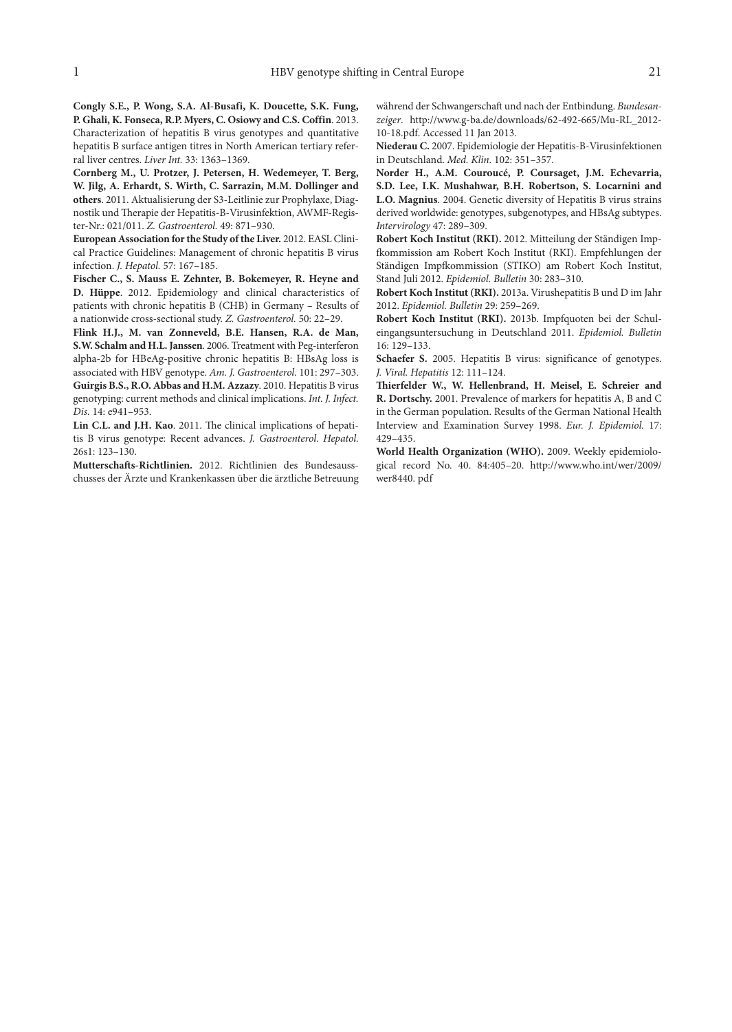**Congly S.E., P. Wong, S.A. Al-Busafi, K. Doucette, S.K. Fung, P. Ghali, K. Fonseca, R.P. Myers, C. Osiowy and C.S. Coffin**. 2013. Characterization of hepatitis B virus genotypes and quantitative hepatitis B surface antigen titres in North American tertiary referral liver centres. *Liver Int.* 33: 1363–1369.

**Cornberg M., U. Protzer, J. Petersen, H. Wedemeyer, T. Berg, W. Jilg, A. Erhardt, S. Wirth, C. Sarrazin, M.M. Dollinger and others**. 2011. Aktualisierung der S3-Leitlinie zur Prophylaxe, Diagnostik und Therapie der Hepatitis-B-Virusinfektion, AWMF-Register-Nr.: 021/011. *Z. Gastroenterol.* 49: 871–930.

**European Association for the Study of the Liver.** 2012. EASL Clinical Practice Guidelines: Management of chronic hepatitis B virus infection. *J. Hepatol.* 57: 167–185.

**Fischer C., S. Mauss E. Zehnter, B. Bokemeyer, R. Heyne and D. Hüppe**. 2012. Epidemiology and clinical characteristics of patients with chronic hepatitis B (CHB) in Germany – Results of a nationwide cross-sectional study. *Z. Gastroenterol.* 50: 22–29.

**Flink H.J., M. van Zonneveld, B.E. Hansen, R.A. de Man, S.W. Schalm and H.L. Janssen**. 2006. Treatment with Peg-interferon alpha-2b for HBeAg-positive chronic hepatitis B: HBsAg loss is associated with HBV genotype. *Am. J. Gastroenterol.* 101: 297–303.

**Guirgis B.S., R.O. Abbas and H.M. Azzazy**. 2010. Hepatitis B virus genotyping: current methods and clinical implications. *Int. J. Infect. Dis.* 14: e941–953.

**Lin C.L. and J.H. Kao**. 2011. The clinical implications of hepatitis B virus genotype: Recent advances. *J. Gastroenterol. Hepatol.* 26s1: 123–130.

**Mutterschafts-Richtlinien.** 2012. Richtlinien des Bundesausschusses der Ärzte und Krankenkassen über die ärztliche Betreuung während der Schwangerschaft und nach der Entbindung. *Bundesanzeiger*. http://www.g-ba.de/downloads/62-492-665/Mu-RL_2012-10-18.pdf. Accessed 11 Jan 2013.

**Niederau C.** 2007. Epidemiologie der Hepatitis-B-Virusinfektionen in Deutschland. *Med. Klin.* 102: 351–357.

**Norder H., A.M. Couroucé, P. Coursaget, J.M. Echevarria, S.D. Lee, I.K. Mushahwar, B.H. Robertson, S. Locarnini and L.O. Magnius**. 2004. Genetic diversity of Hepatitis B virus strains derived worldwide: genotypes, subgenotypes, and HBsAg subtypes. *Intervirology* 47: 289–309.

**Robert Koch Institut (RKI).** 2012. Mitteilung der Ständigen Impfkommission am Robert Koch Institut (RKI). Empfehlungen der Ständigen Impfkommission (STIKO) am Robert Koch Institut, Stand Juli 2012. *Epidemiol. Bulletin* 30: 283–310.

**Robert Koch Institut (RKI).** 2013a. Virushepatitis B und D im Jahr 2012. *Epidemiol. Bulletin* 29: 259–269.

**Robert Koch Institut (RKI).** 2013b. Impfquoten bei der Schuleingangsuntersuchung in Deutschland 2011. *Epidemiol. Bulletin* 16: 129–133.

**Schaefer S.** 2005. Hepatitis B virus: significance of genotypes. *J. Viral. Hepatitis* 12: 111–124.

**Thierfelder W., W. Hellenbrand, H. Meisel, E. Schreier and R. Dortschy.** 2001. Prevalence of markers for hepatitis A, B and C in the German population. Results of the German National Health Interview and Examination Survey 1998. *Eur. J. Epidemiol.* 17: 429–435.

**World Health Organization (WHO).** 2009. Weekly epidemiological record No. 40. 84:405–20. http://www.who.int/wer/2009/wer8440. pdf